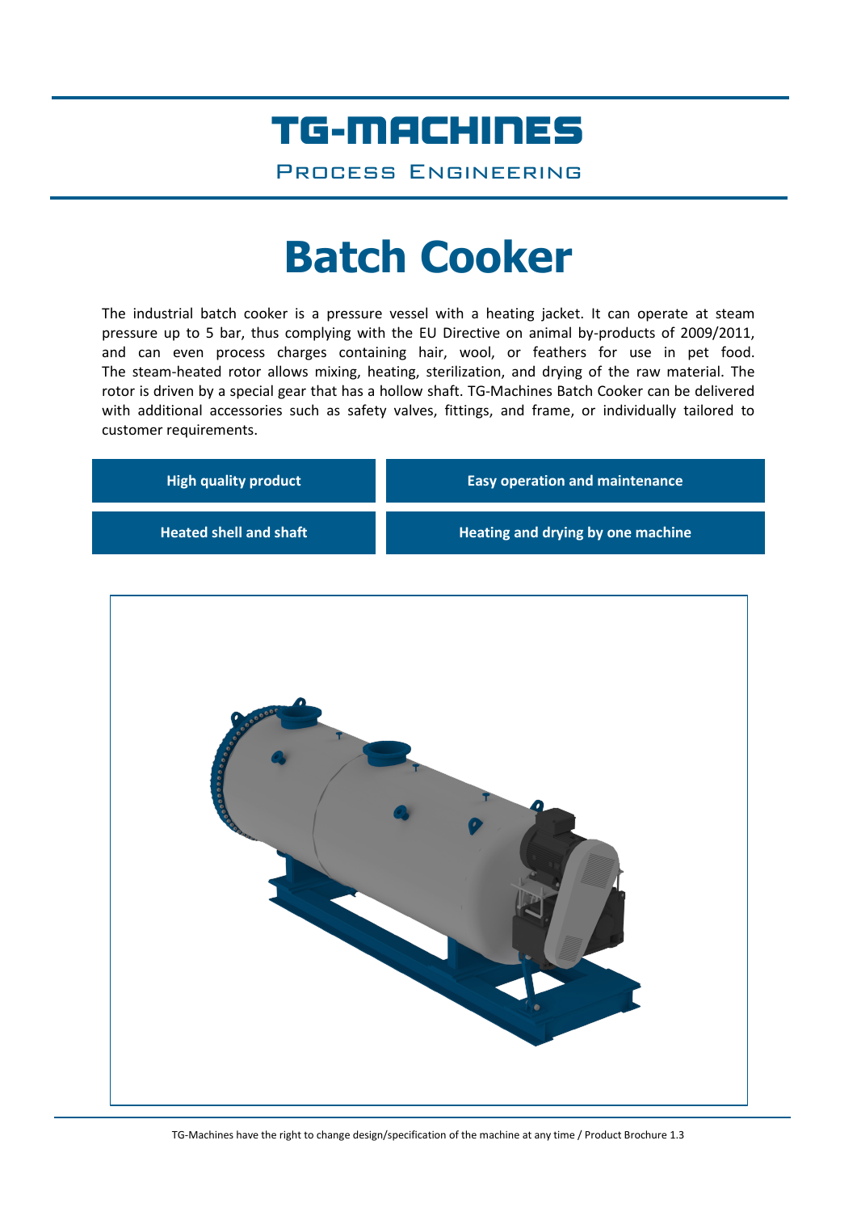# TG-MACHINES

PROCESS ENGINEERING

# Batch Cooker

The industrial batch cooker is a pressure vessel with a heating jacket. It can operate at steam pressure up to 5 bar, thus complying with the EU Directive on animal by-products of 2009/2011, and can even process charges containing hair, wool, or feathers for use in pet food. The steam-heated rotor allows mixing, heating, sterilization, and drying of the raw material. The rotor is driven by a special gear that has a hollow shaft. TG-Machines Batch Cooker can be delivered with additional accessories such as safety valves, fittings, and frame, or individually tailored to customer requirements.

| **High quality product** | **Easy operation and maintenance** |
|---|---|
| **Heated shell and shaft** | **Heating and drying by one machine** |

TG-Machines have the right to change design/specification of the machine at any time / Product Brochure 1.3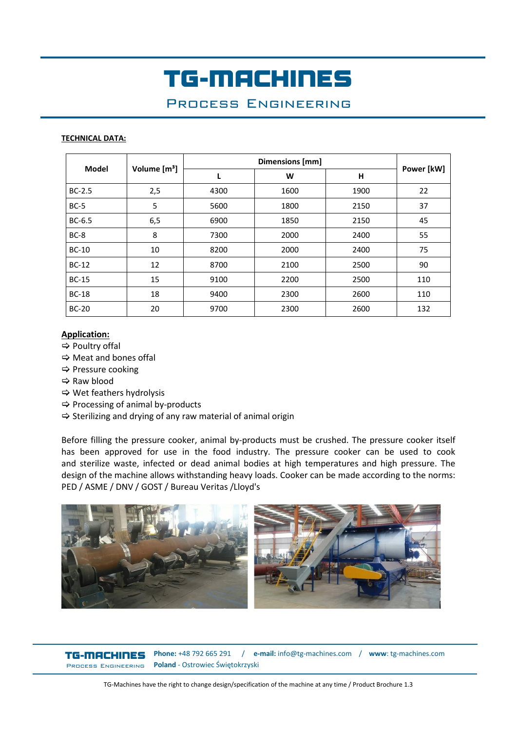**TECHNICAL DATA:**

| Model | Volume [m³] | Dimensions [mm] | | | Power [kW] |
|---|---|---|---|---|---|
| | | L | W | H | |
| BC-2.5 | 2,5 | 4300 | 1600 | 1900 | 22 |
| BC-5 | 5 | 5600 | 1800 | 2150 | 37 |
| BC-6.5 | 6,5 | 6900 | 1850 | 2150 | 45 |
| BC-8 | 8 | 7300 | 2000 | 2400 | 55 |
| BC-10 | 10 | 8200 | 2000 | 2400 | 75 |
| BC-12 | 12 | 8700 | 2100 | 2500 | 90 |
| BC-15 | 15 | 9100 | 2200 | 2500 | 110 |
| BC-18 | 18 | 9400 | 2300 | 2600 | 110 |
| BC-20 | 20 | 9700 | 2300 | 2600 | 132 |

**Application:**

⇨ Poultry offal
⇨ Meat and bones offal
⇨ Pressure cooking
⇨ Raw blood
⇨ Wet feathers hydrolysis
⇨ Processing of animal by-products
⇨ Sterilizing and drying of any raw material of animal origin

Before filling the pressure cooker, animal by-products must be crushed. The pressure cooker itself has been approved for use in the food industry. The pressure cooker can be used to cook and sterilize waste, infected or dead animal bodies at high temperatures and high pressure. The design of the machine allows withstanding heavy loads. Cooker can be made according to the norms: PED / ASME / DNV / GOST / Bureau Veritas /Lloyd's